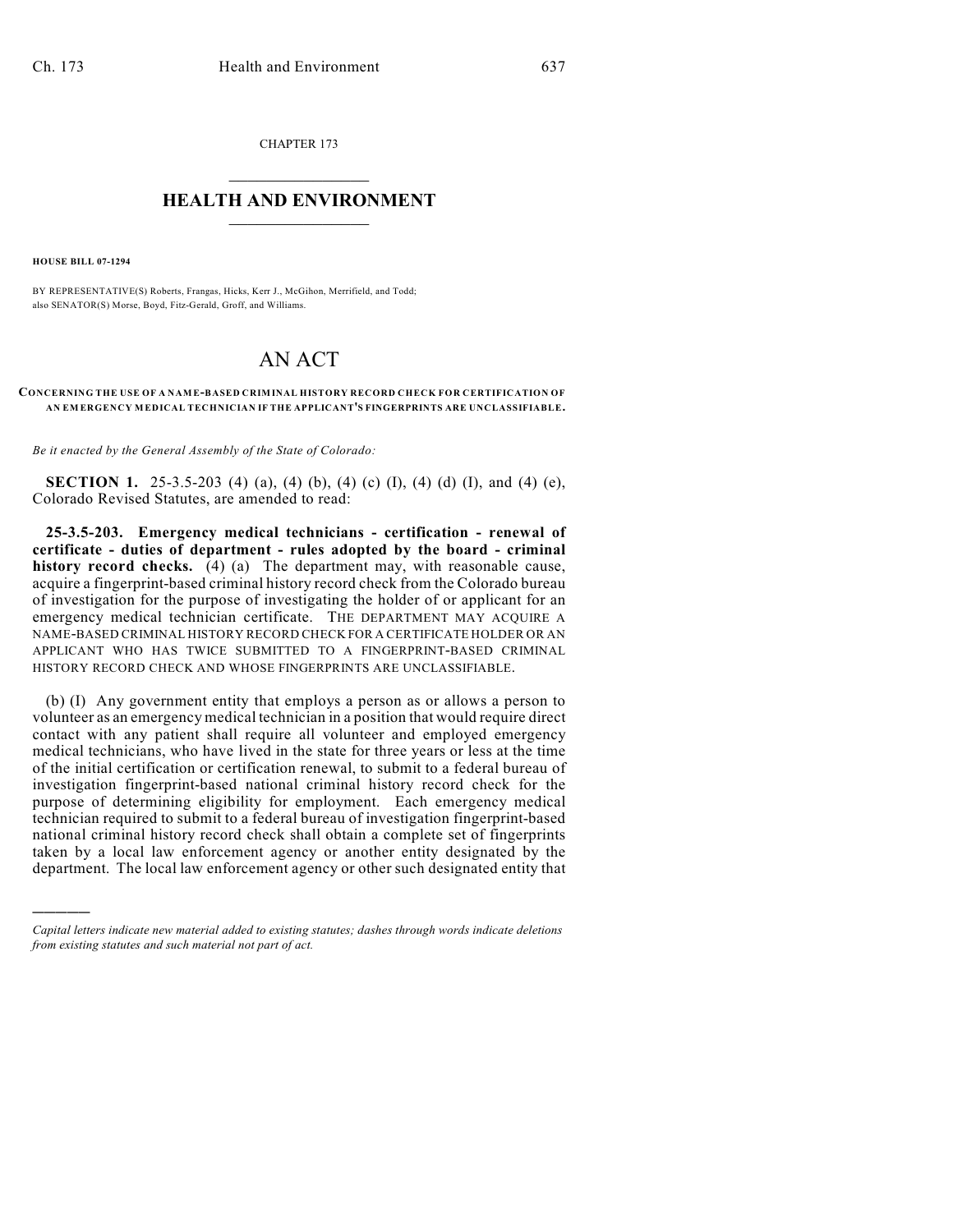CHAPTER 173

# HEALTH AND ENVIRONMENT

**HOUSE BILL 07-1294**

BY REPRESENTATIVE(S) Roberts, Frangas, Hicks, Kerr J., McGihon, Merrifield, and Todd; also SENATOR(S) Morse, Boyd, Fitz-Gerald, Groff, and Williams.

# AN ACT

**CONCERNING THE USE OF A NAME-BASED CRIMINAL HISTORY RECORD CHECK FOR CERTIFICATION OF AN EMERGENCY MEDICAL TECHNICIAN IF THE APPLICANT'S FINGERPRINTS ARE UNCLASSIFIABLE.**

*Be it enacted by the General Assembly of the State of Colorado:*

**SECTION 1.** 25-3.5-203 (4) (a), (4) (b), (4) (c) (I), (4) (d) (I), and (4) (e), Colorado Revised Statutes, are amended to read:

**25-3.5-203. Emergency medical technicians - certification - renewal of certificate - duties of department - rules adopted by the board - criminal history record checks.** (4) (a) The department may, with reasonable cause, acquire a fingerprint-based criminal history record check from the Colorado bureau of investigation for the purpose of investigating the holder of or applicant for an emergency medical technician certificate. THE DEPARTMENT MAY ACQUIRE A NAME-BASED CRIMINAL HISTORY RECORD CHECK FOR A CERTIFICATE HOLDER OR AN APPLICANT WHO HAS TWICE SUBMITTED TO A FINGERPRINT-BASED CRIMINAL HISTORY RECORD CHECK AND WHOSE FINGERPRINTS ARE UNCLASSIFIABLE.

(b) (I) Any government entity that employs a person as or allows a person to volunteer as an emergency medical technician in a position that would require direct contact with any patient shall require all volunteer and employed emergency medical technicians, who have lived in the state for three years or less at the time of the initial certification or certification renewal, to submit to a federal bureau of investigation fingerprint-based national criminal history record check for the purpose of determining eligibility for employment. Each emergency medical technician required to submit to a federal bureau of investigation fingerprint-based national criminal history record check shall obtain a complete set of fingerprints taken by a local law enforcement agency or another entity designated by the department. The local law enforcement agency or other such designated entity that

---

*Capital letters indicate new material added to existing statutes; dashes through words indicate deletions from existing statutes and such material not part of act.*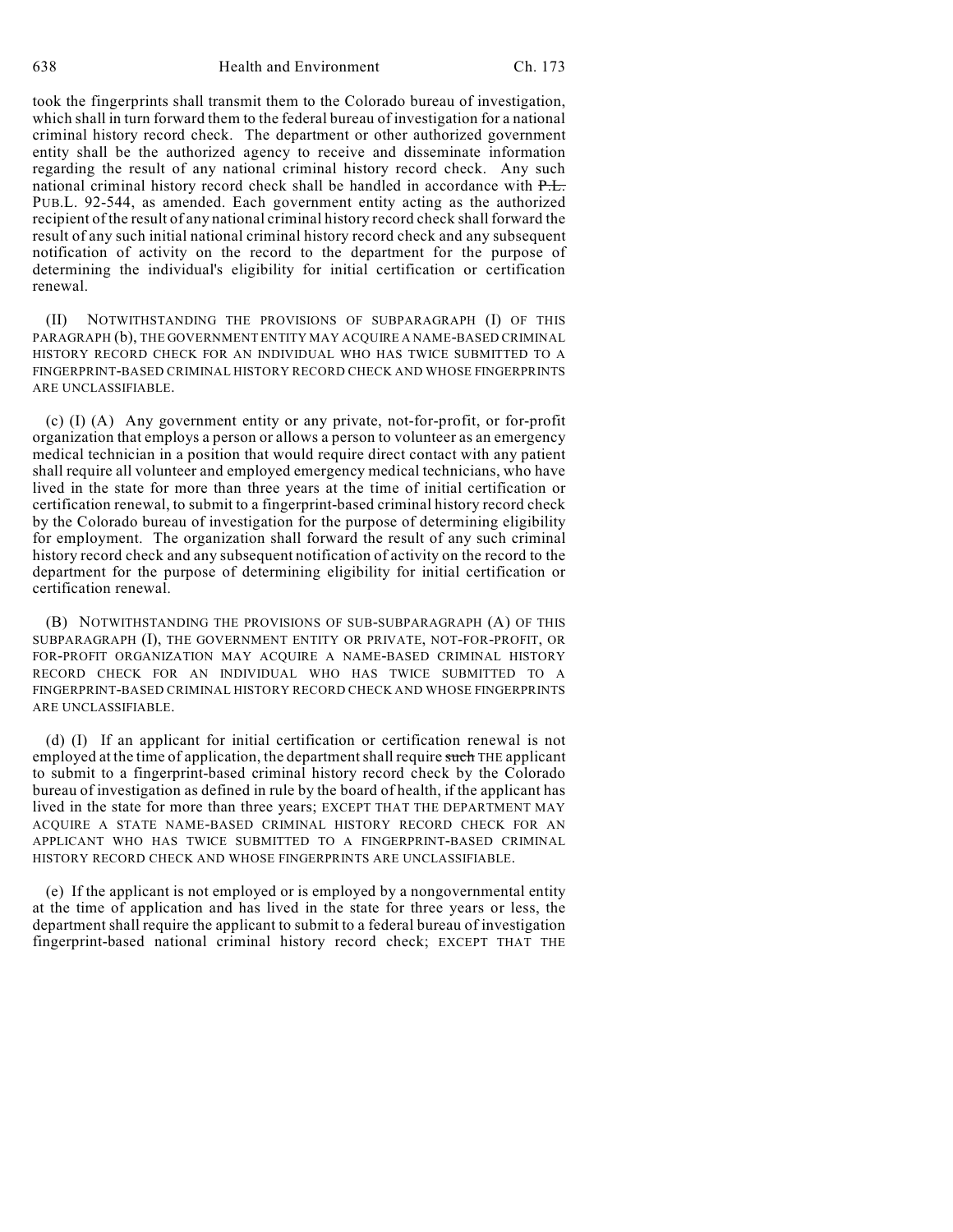took the fingerprints shall transmit them to the Colorado bureau of investigation, which shall in turn forward them to the federal bureau of investigation for a national criminal history record check. The department or other authorized government entity shall be the authorized agency to receive and disseminate information regarding the result of any national criminal history record check. Any such national criminal history record check shall be handled in accordance with ~~P.L.~~ PUB.L. 92-544, as amended. Each government entity acting as the authorized recipient of the result of any national criminal history record check shall forward the result of any such initial national criminal history record check and any subsequent notification of activity on the record to the department for the purpose of determining the individual's eligibility for initial certification or certification renewal.

(II) NOTWITHSTANDING THE PROVISIONS OF SUBPARAGRAPH (I) OF THIS PARAGRAPH (b), THE GOVERNMENT ENTITY MAY ACQUIRE A NAME-BASED CRIMINAL HISTORY RECORD CHECK FOR AN INDIVIDUAL WHO HAS TWICE SUBMITTED TO A FINGERPRINT-BASED CRIMINAL HISTORY RECORD CHECK AND WHOSE FINGERPRINTS ARE UNCLASSIFIABLE.

(c) (I) (A) Any government entity or any private, not-for-profit, or for-profit organization that employs a person or allows a person to volunteer as an emergency medical technician in a position that would require direct contact with any patient shall require all volunteer and employed emergency medical technicians, who have lived in the state for more than three years at the time of initial certification or certification renewal, to submit to a fingerprint-based criminal history record check by the Colorado bureau of investigation for the purpose of determining eligibility for employment. The organization shall forward the result of any such criminal history record check and any subsequent notification of activity on the record to the department for the purpose of determining eligibility for initial certification or certification renewal.

(B) NOTWITHSTANDING THE PROVISIONS OF SUB-SUBPARAGRAPH (A) OF THIS SUBPARAGRAPH (I), THE GOVERNMENT ENTITY OR PRIVATE, NOT-FOR-PROFIT, OR FOR-PROFIT ORGANIZATION MAY ACQUIRE A NAME-BASED CRIMINAL HISTORY RECORD CHECK FOR AN INDIVIDUAL WHO HAS TWICE SUBMITTED TO A FINGERPRINT-BASED CRIMINAL HISTORY RECORD CHECK AND WHOSE FINGERPRINTS ARE UNCLASSIFIABLE.

(d) (I) If an applicant for initial certification or certification renewal is not employed at the time of application, the department shall require ~~such~~ THE applicant to submit to a fingerprint-based criminal history record check by the Colorado bureau of investigation as defined in rule by the board of health, if the applicant has lived in the state for more than three years; EXCEPT THAT THE DEPARTMENT MAY ACQUIRE A STATE NAME-BASED CRIMINAL HISTORY RECORD CHECK FOR AN APPLICANT WHO HAS TWICE SUBMITTED TO A FINGERPRINT-BASED CRIMINAL HISTORY RECORD CHECK AND WHOSE FINGERPRINTS ARE UNCLASSIFIABLE.

(e) If the applicant is not employed or is employed by a nongovernmental entity at the time of application and has lived in the state for three years or less, the department shall require the applicant to submit to a federal bureau of investigation fingerprint-based national criminal history record check; EXCEPT THAT THE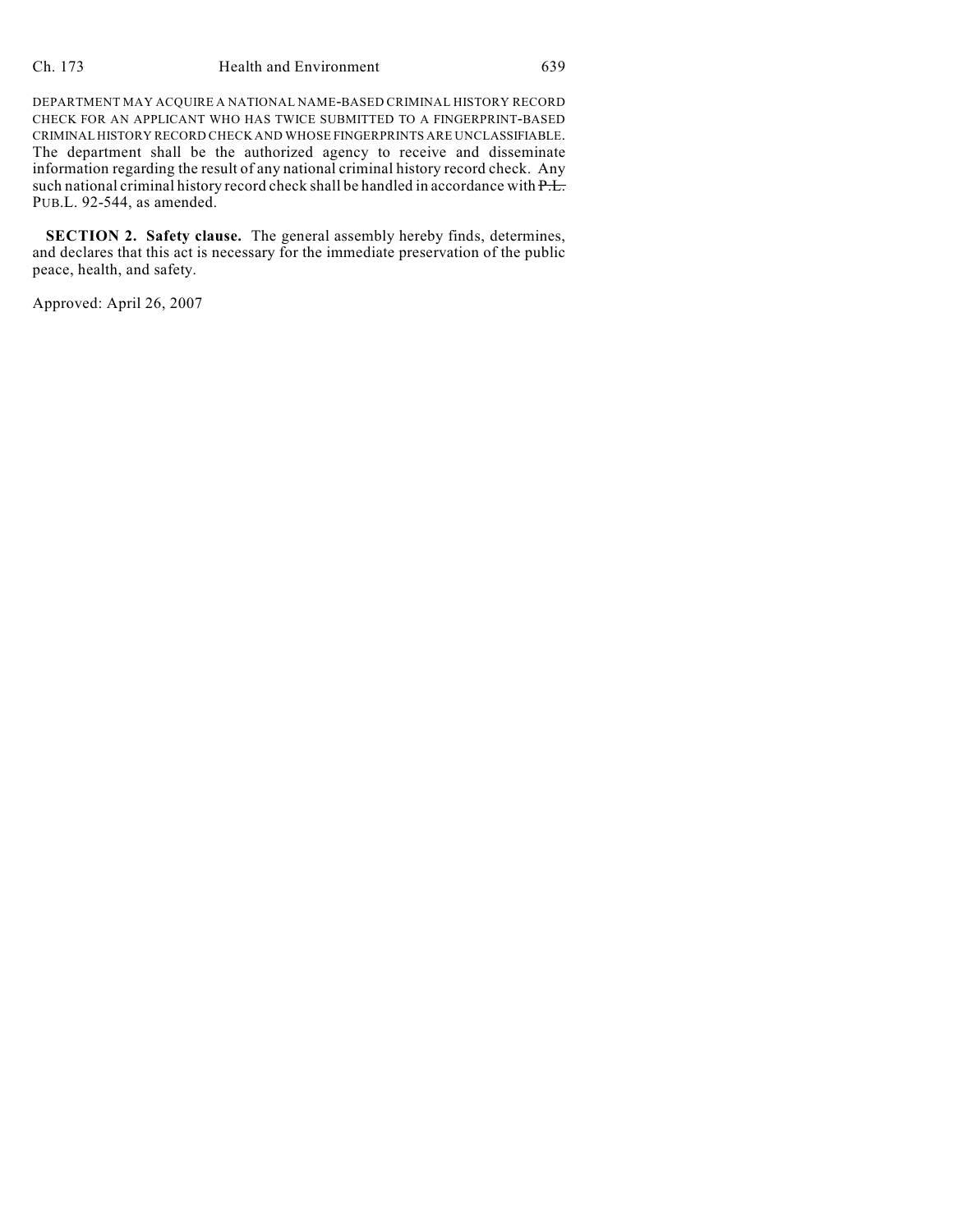DEPARTMENT MAY ACQUIRE A NATIONAL NAME-BASED CRIMINAL HISTORY RECORD CHECK FOR AN APPLICANT WHO HAS TWICE SUBMITTED TO A FINGERPRINT-BASED CRIMINAL HISTORY RECORD CHECK AND WHOSE FINGERPRINTS ARE UNCLASSIFIABLE. The department shall be the authorized agency to receive and disseminate information regarding the result of any national criminal history record check. Any such national criminal history record check shall be handled in accordance with ~~P.L.~~ PUB.L. 92-544, as amended.

**SECTION 2. Safety clause.** The general assembly hereby finds, determines, and declares that this act is necessary for the immediate preservation of the public peace, health, and safety.

Approved: April 26, 2007